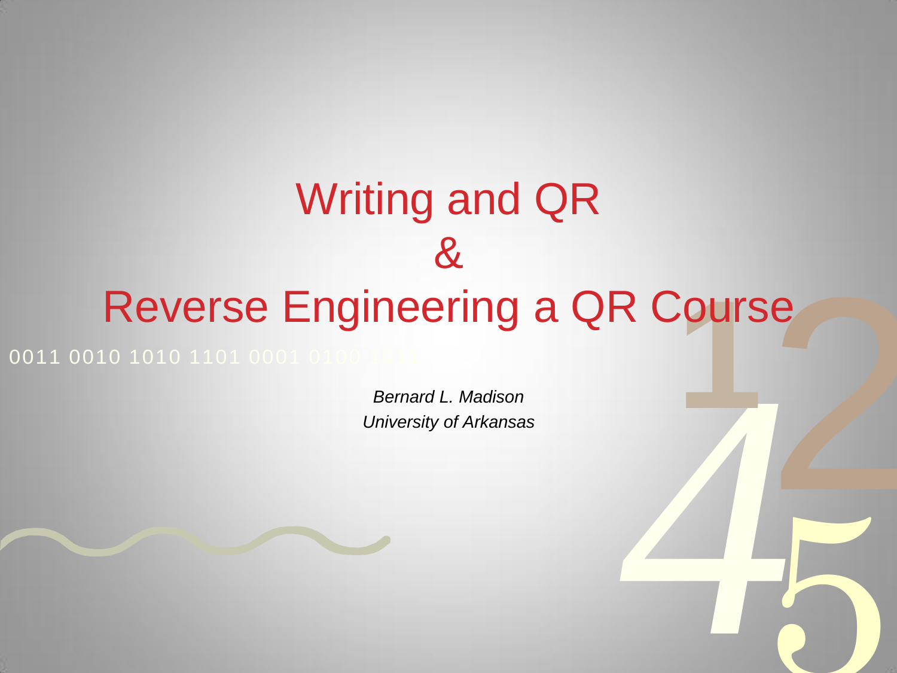# Writing and QR
# &
# Reverse Engineering a QR Course

*Bernard L. Madison*
*University of Arkansas*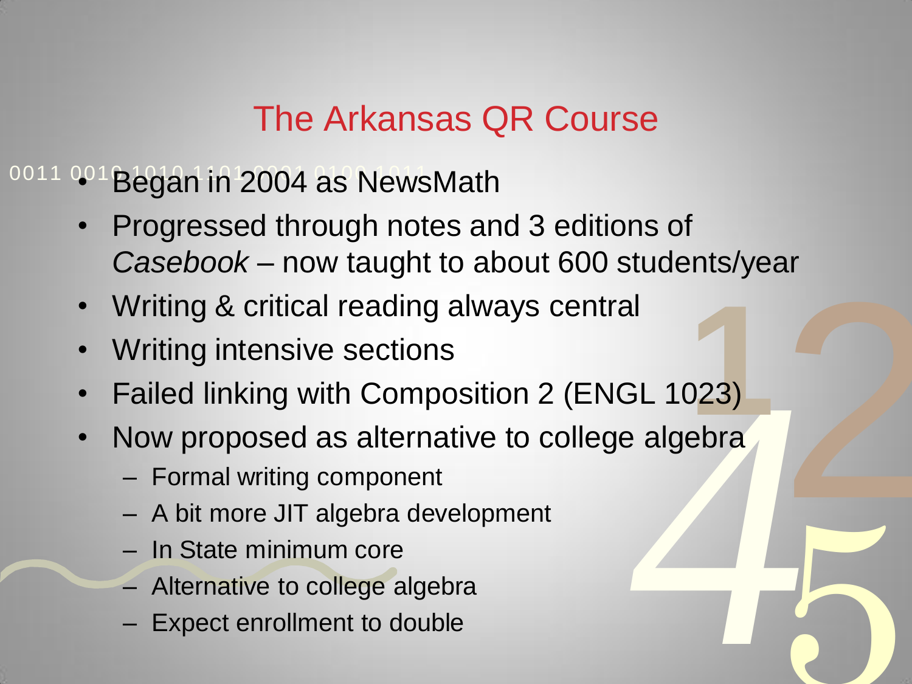# The Arkansas QR Course

- Began in 2004 as NewsMath
- Progressed through notes and 3 editions of *Casebook* – now taught to about 600 students/year
- Writing & critical reading always central
- Writing intensive sections
- Failed linking with Composition 2 (ENGL 1023)
- Now proposed as alternative to college algebra
  - Formal writing component
  - A bit more JIT algebra development
  - In State minimum core
  - Alternative to college algebra
  - Expect enrollment to double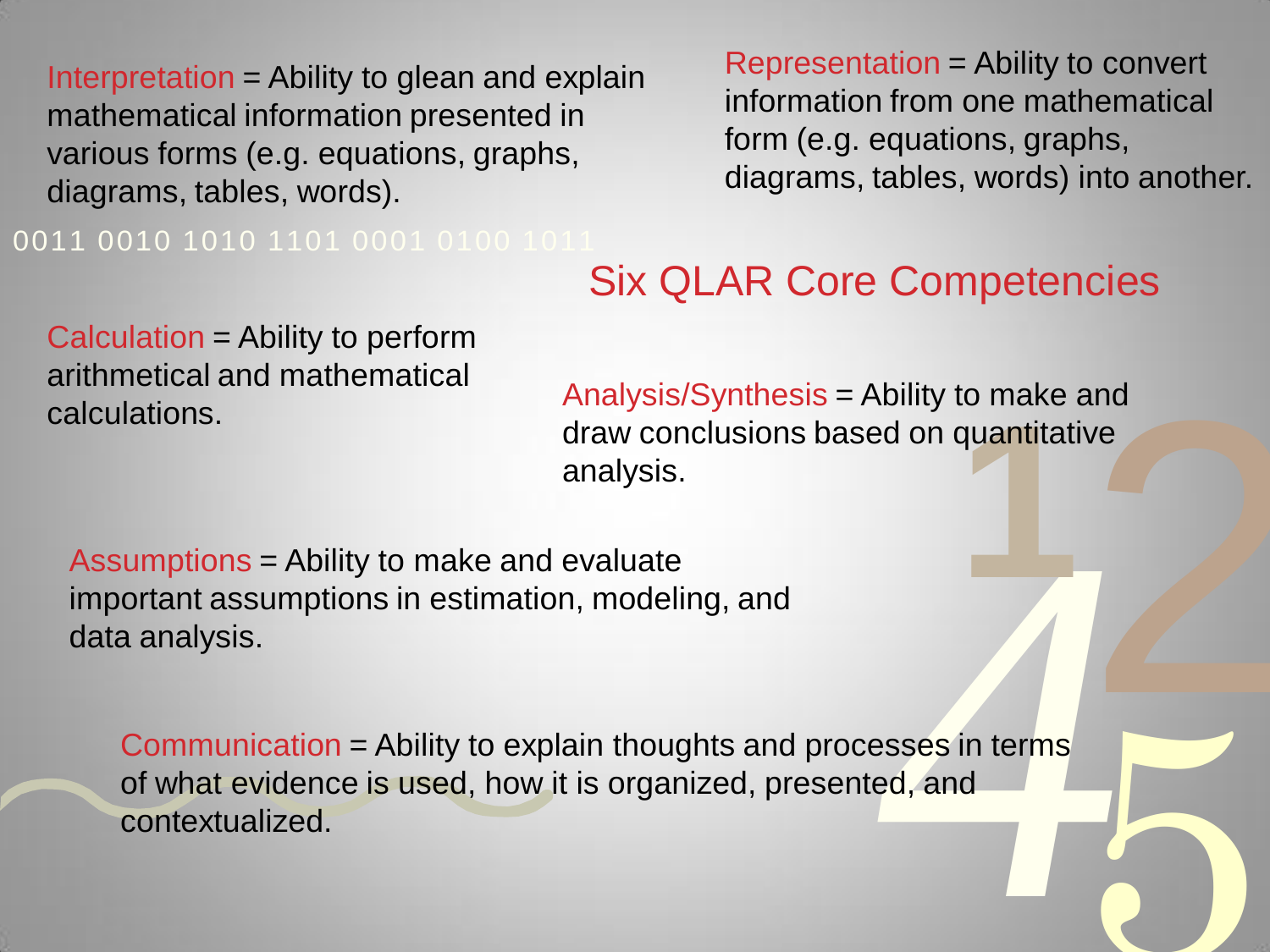# Six QLAR Core Competencies

Interpretation = Ability to glean and explain mathematical information presented in various forms (e.g. equations, graphs, diagrams, tables, words).

Representation = Ability to convert information from one mathematical form (e.g. equations, graphs, diagrams, tables, words) into another.

Calculation = Ability to perform arithmetical and mathematical calculations.

Analysis/Synthesis = Ability to make and draw conclusions based on quantitative analysis.

Assumptions = Ability to make and evaluate important assumptions in estimation, modeling, and data analysis.

Communication = Ability to explain thoughts and processes in terms of what evidence is used, how it is organized, presented, and contextualized.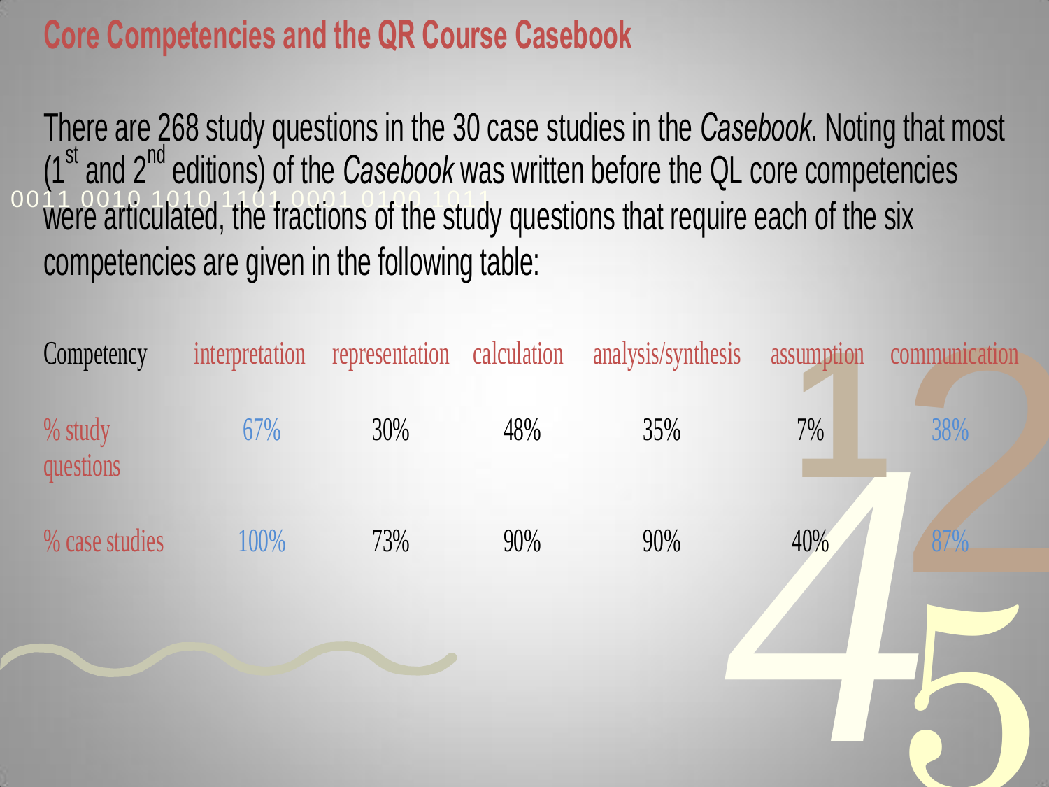# Core Competencies and the QR Course Casebook

There are 268 study questions in the 30 case studies in the *Casebook*. Noting that most (1st and 2nd editions) of the *Casebook* was written before the QL core competencies were articulated, the fractions of the study questions that require each of the six competencies are given in the following table:

| Competency | interpretation | representation | calculation | analysis/synthesis | assumption | communication |
|---|---|---|---|---|---|---|
| % study questions | 67% | 30% | 48% | 35% | 7% | 38% |
| % case studies | 100% | 73% | 90% | 90% | 40% | 87% |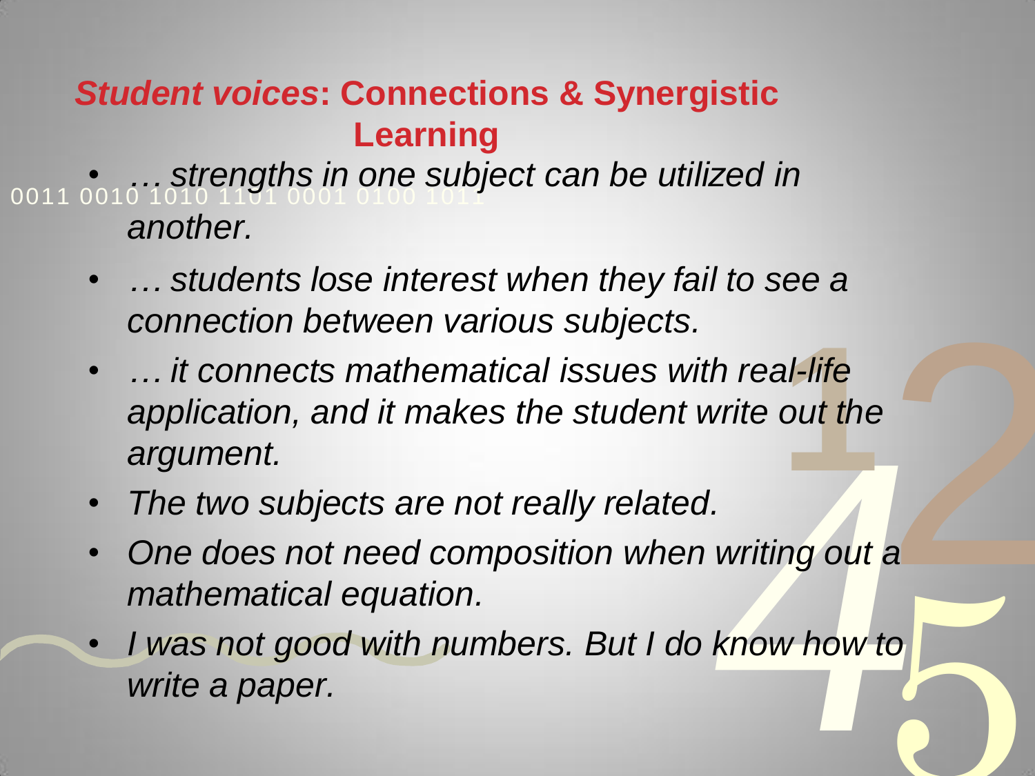## *Student voices*: Connections & Synergistic Learning

- *… strengths in one subject can be utilized in another.*
- *… students lose interest when they fail to see a connection between various subjects.*
- *… it connects mathematical issues with real-life application, and it makes the student write out the argument.*
- *The two subjects are not really related.*
- *One does not need composition when writing out a mathematical equation.*
- *I was not good with numbers. But I do know how to write a paper.*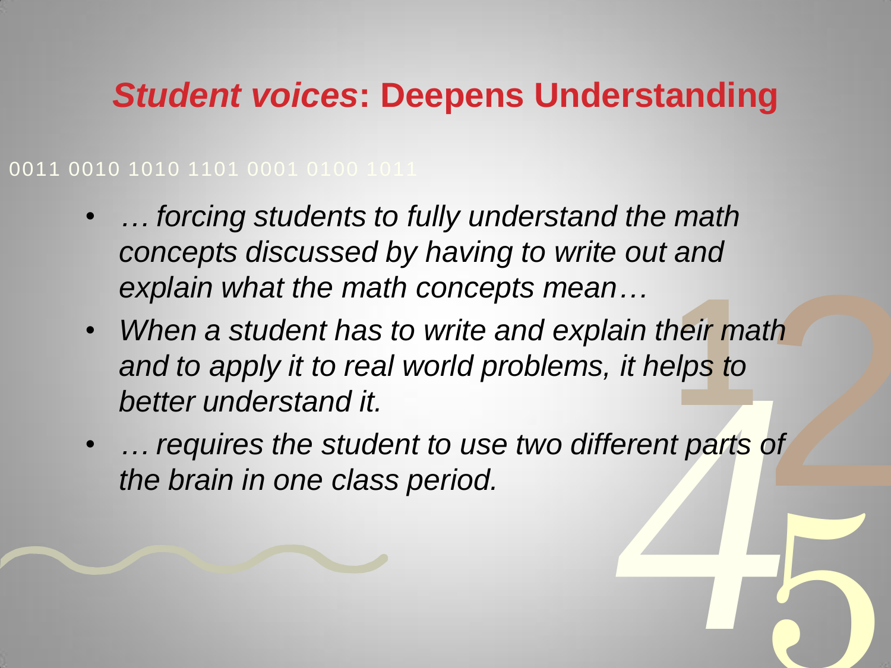## *Student voices*: Deepens Understanding

0011 0010 1010 1101 0001 0100 1011

- *… forcing students to fully understand the math concepts discussed by having to write out and explain what the math concepts mean…*
- *When a student has to write and explain their math and to apply it to real world problems, it helps to better understand it.*
- *… requires the student to use two different parts of the brain in one class period.*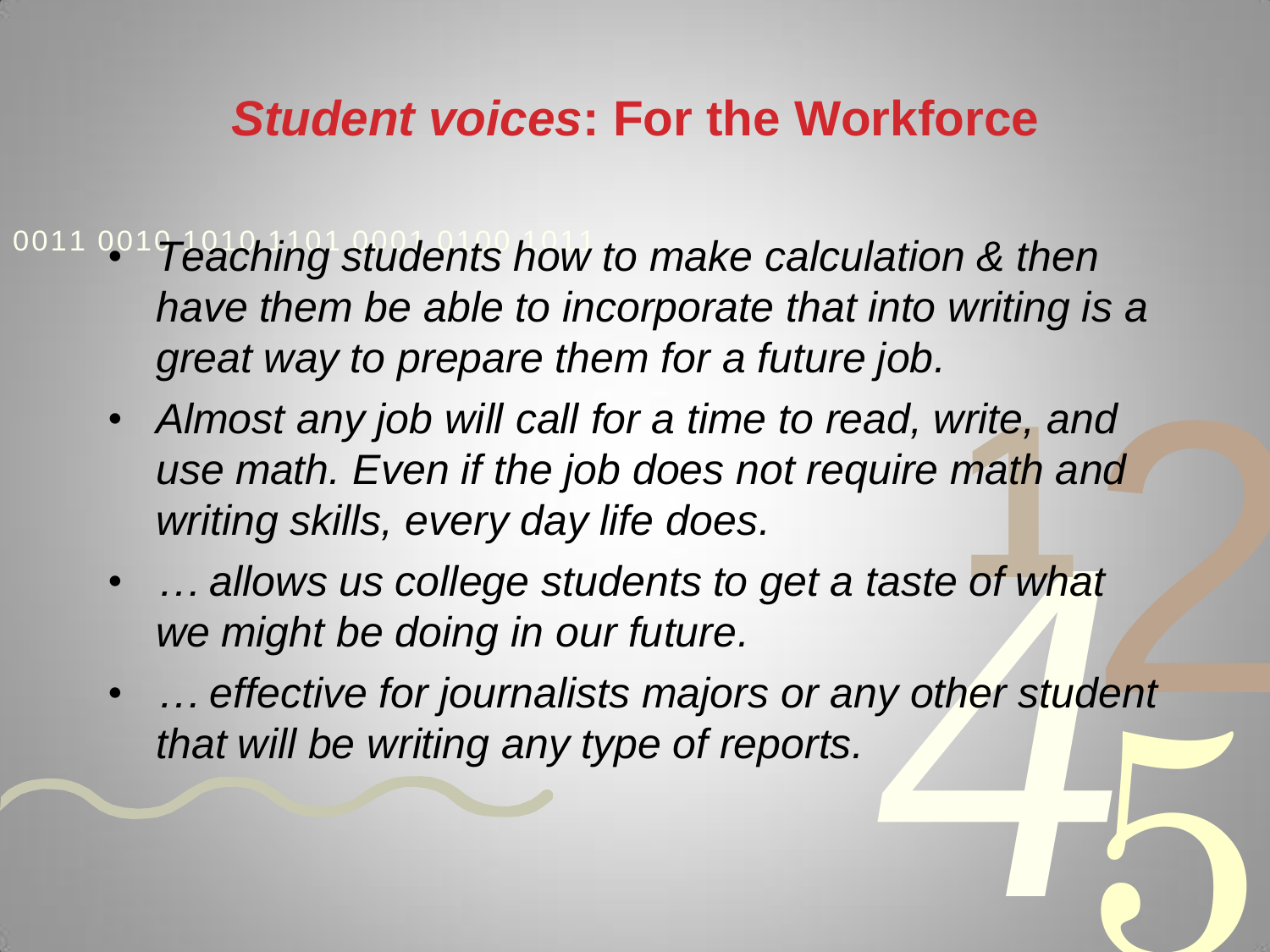## *Student voices*: For the Workforce

- *Teaching students how to make calculation & then have them be able to incorporate that into writing is a great way to prepare them for a future job.*
- *Almost any job will call for a time to read, write, and use math. Even if the job does not require math and writing skills, every day life does.*
- *… allows us college students to get a taste of what we might be doing in our future.*
- *… effective for journalists majors or any other student that will be writing any type of reports.*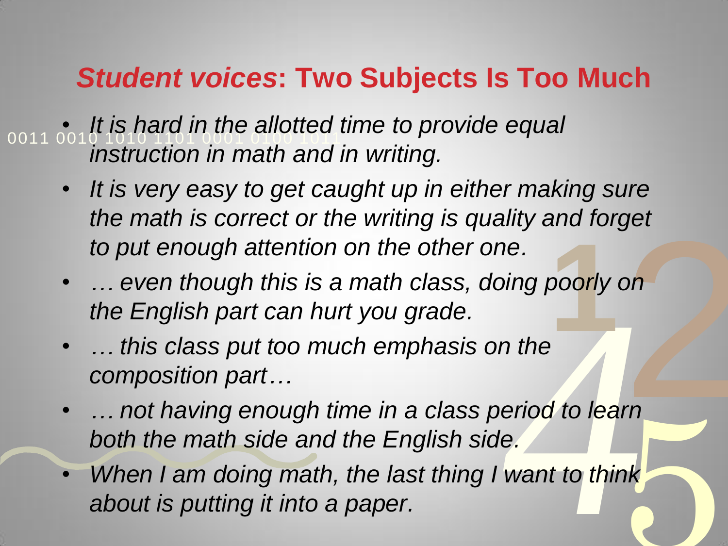## *Student voices*: Two Subjects Is Too Much

- *It is hard in the allotted time to provide equal instruction in math and in writing.*
- *It is very easy to get caught up in either making sure the math is correct or the writing is quality and forget to put enough attention on the other one.*
- *… even though this is a math class, doing poorly on the English part can hurt you grade.*
- *… this class put too much emphasis on the composition part…*
- *… not having enough time in a class period to learn both the math side and the English side.*
- *When I am doing math, the last thing I want to think about is putting it into a paper.*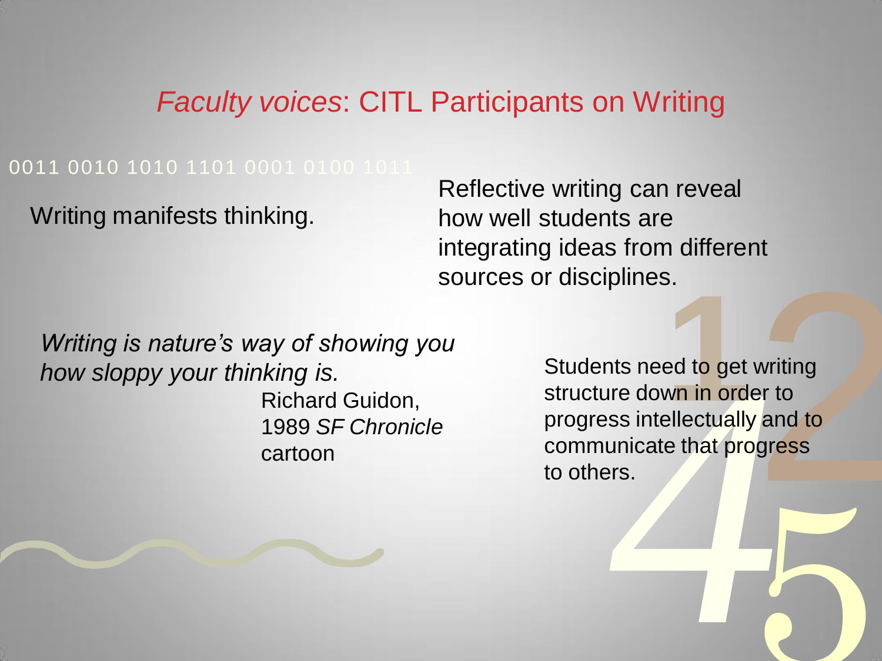# *Faculty voices*: CITL Participants on Writing

0011 0010 1010 1101 0001 0100 1011

Writing manifests thinking.

Reflective writing can reveal how well students are integrating ideas from different sources or disciplines.

*Writing is nature's way of showing you how sloppy your thinking is.*

Richard Guidon, 1989 *SF Chronicle* cartoon

Students need to get writing structure down in order to progress intellectually and to communicate that progress to others.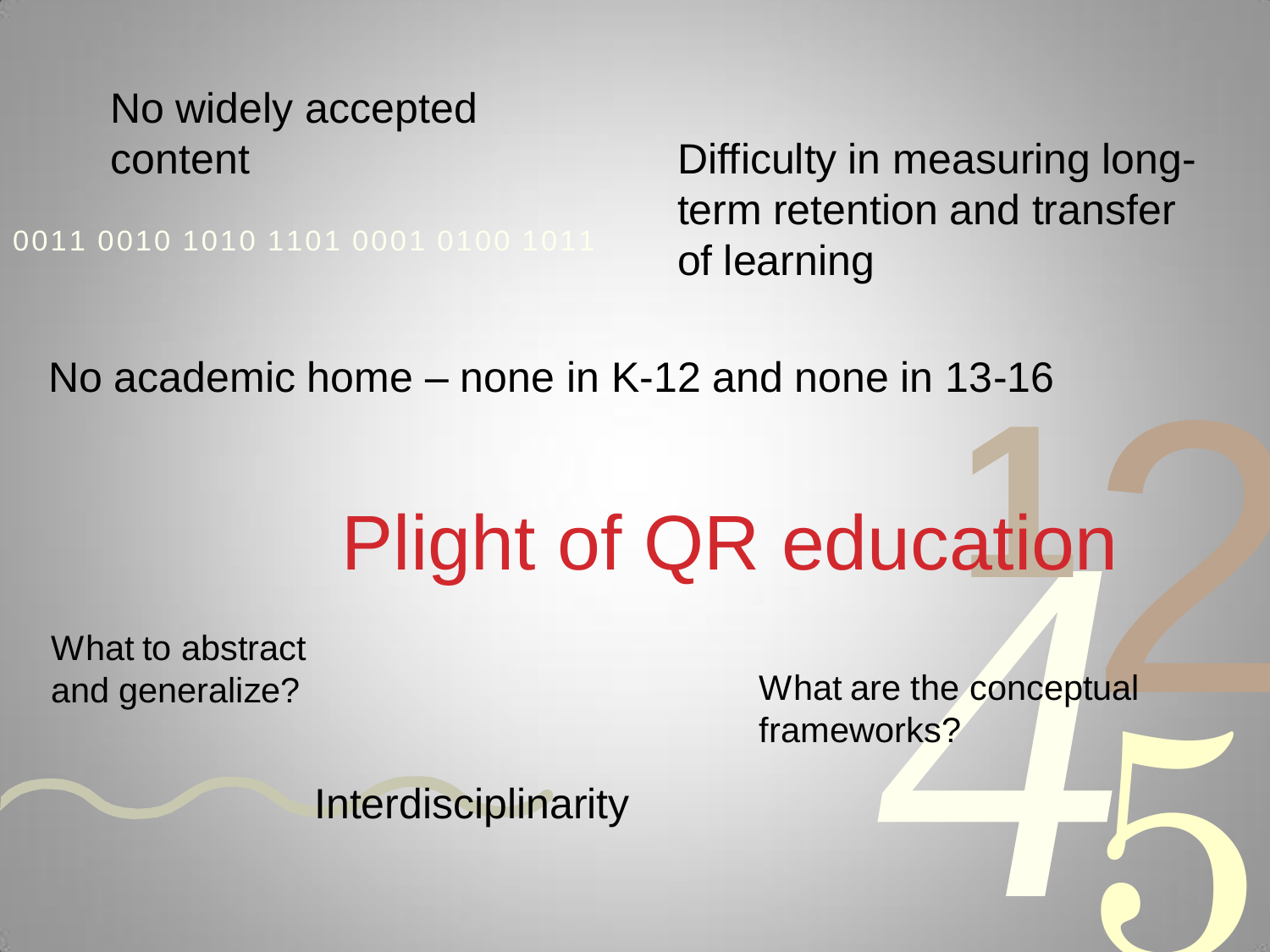# Plight of QR education

No widely accepted content

Difficulty in measuring long-term retention and transfer of learning

No academic home – none in K-12 and none in 13-16

What to abstract and generalize?

What are the conceptual frameworks?

Interdisciplinarity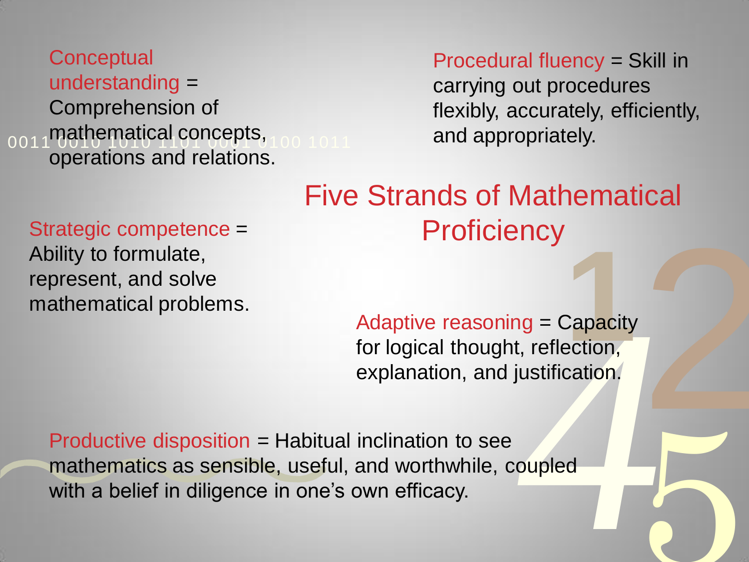# Five Strands of Mathematical Proficiency

Conceptual understanding = Comprehension of mathematical concepts, operations and relations.

Procedural fluency = Skill in carrying out procedures flexibly, accurately, efficiently, and appropriately.

Strategic competence = Ability to formulate, represent, and solve mathematical problems.

Adaptive reasoning = Capacity for logical thought, reflection, explanation, and justification.

Productive disposition = Habitual inclination to see mathematics as sensible, useful, and worthwhile, coupled with a belief in diligence in one's own efficacy.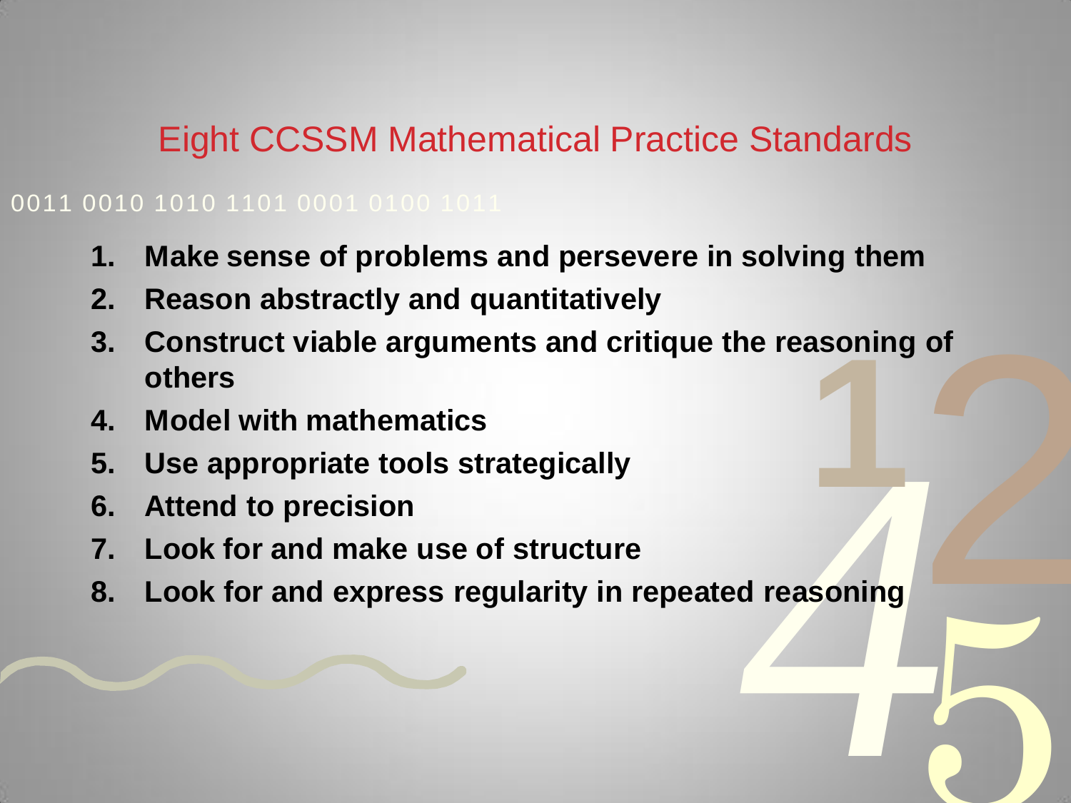# Eight CCSSM Mathematical Practice Standards

1. **Make sense of problems and persevere in solving them**
2. **Reason abstractly and quantitatively**
3. **Construct viable arguments and critique the reasoning of others**
4. **Model with mathematics**
5. **Use appropriate tools strategically**
6. **Attend to precision**
7. **Look for and make use of structure**
8. **Look for and express regularity in repeated reasoning**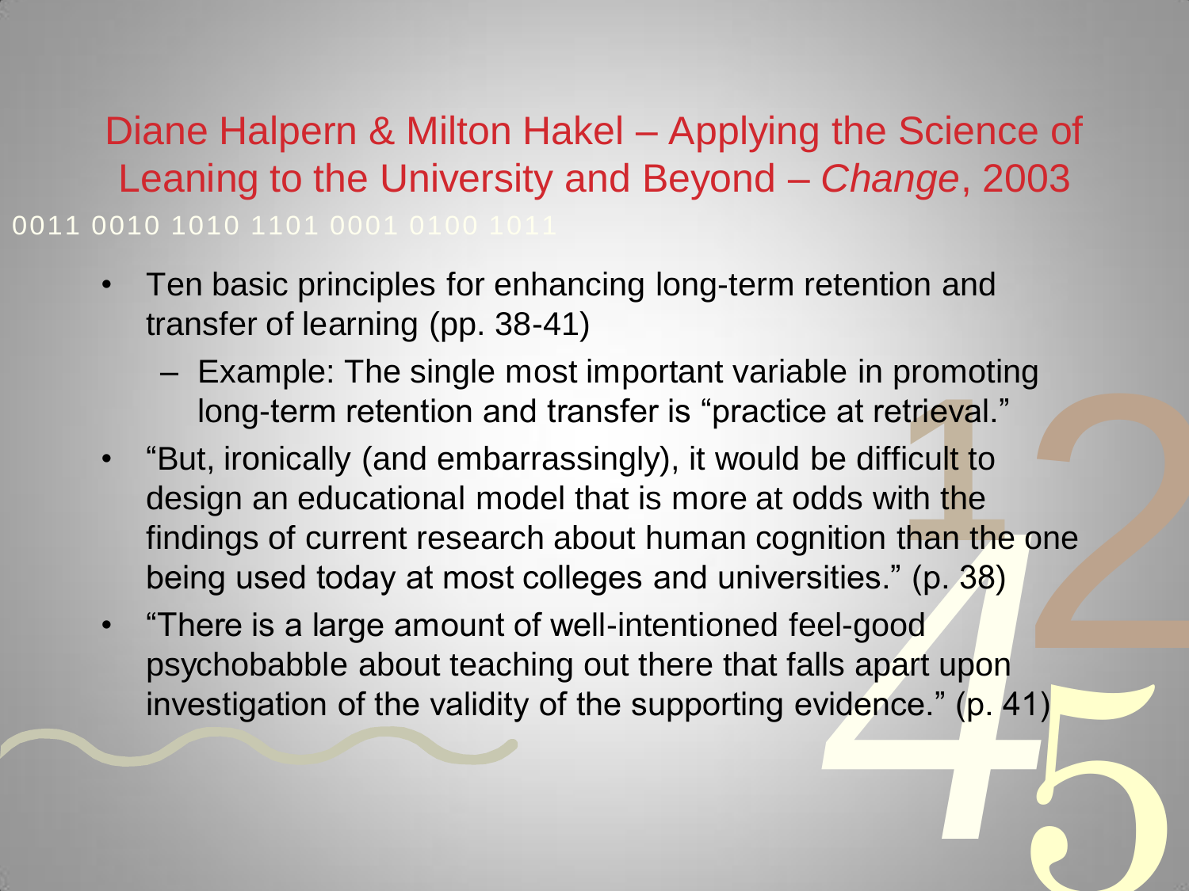# Diane Halpern & Milton Hakel – Applying the Science of Leaning to the University and Beyond – *Change*, 2003

0011 0010 1010 1101 0001 0100 1011

- Ten basic principles for enhancing long-term retention and transfer of learning (pp. 38-41)
  - Example: The single most important variable in promoting long-term retention and transfer is “practice at retrieval.”
- “But, ironically (and embarrassingly), it would be difficult to design an educational model that is more at odds with the findings of current research about human cognition than the one being used today at most colleges and universities.” (p. 38)
- “There is a large amount of well-intentioned feel-good psychobabble about teaching out there that falls apart upon investigation of the validity of the supporting evidence.” (p. 41)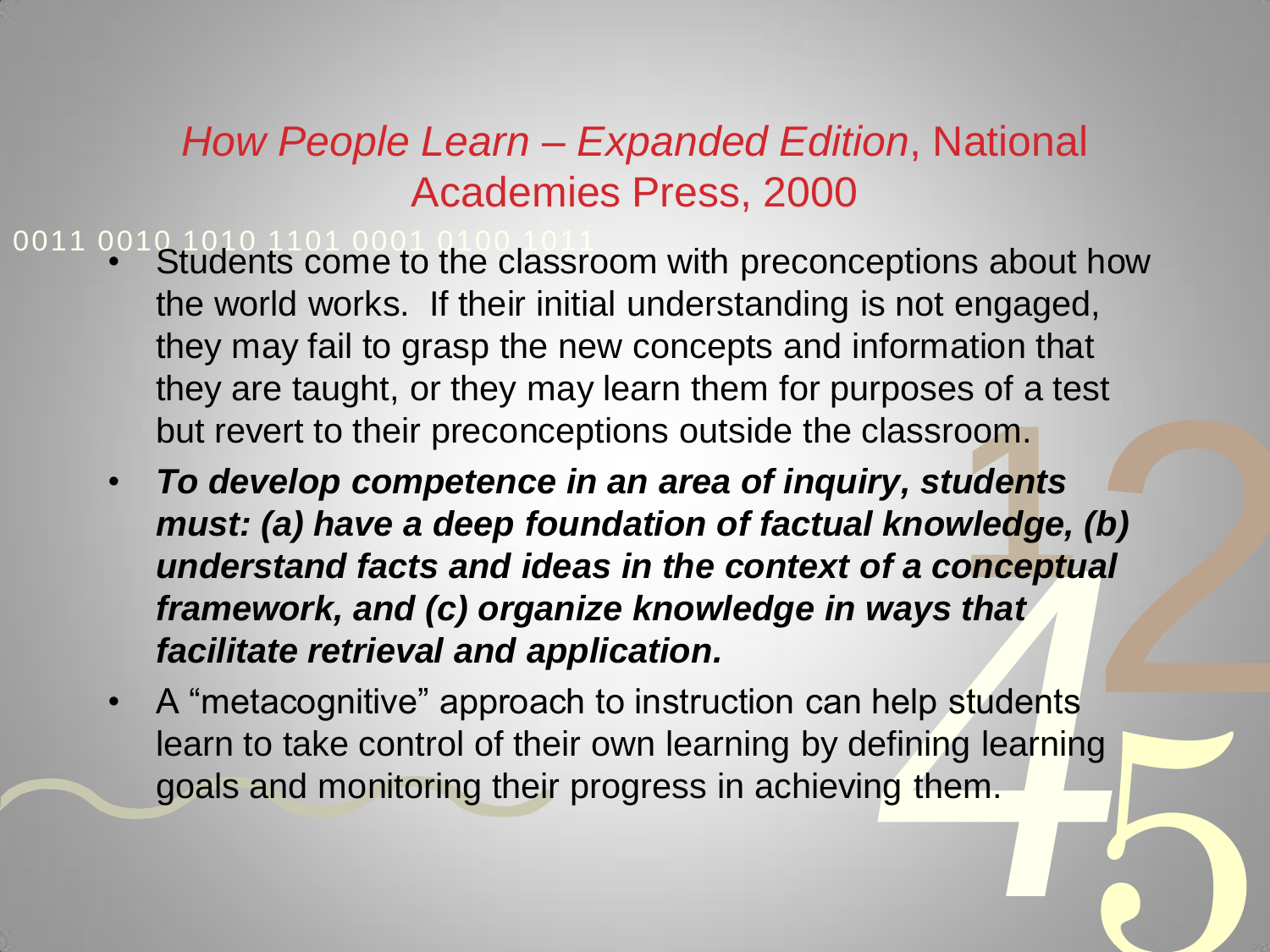## *How People Learn – Expanded Edition*, National Academies Press, 2000

- Students come to the classroom with preconceptions about how the world works. If their initial understanding is not engaged, they may fail to grasp the new concepts and information that they are taught, or they may learn them for purposes of a test but revert to their preconceptions outside the classroom.
- ***To develop competence in an area of inquiry, students must: (a) have a deep foundation of factual knowledge, (b) understand facts and ideas in the context of a conceptual framework, and (c) organize knowledge in ways that facilitate retrieval and application.***
- A "metacognitive" approach to instruction can help students learn to take control of their own learning by defining learning goals and monitoring their progress in achieving them.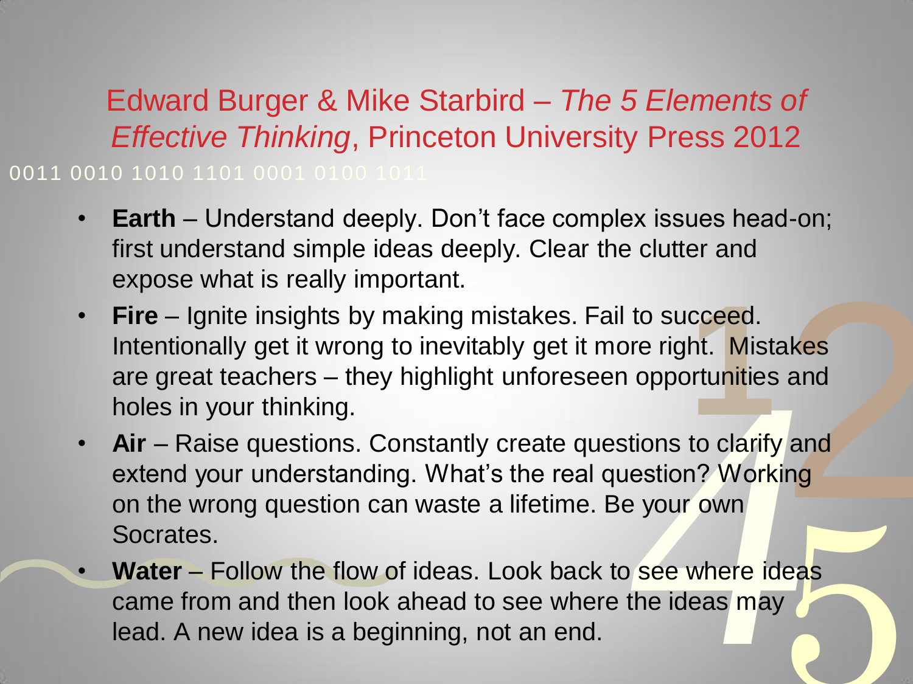## Edward Burger & Mike Starbird – *The 5 Elements of Effective Thinking*, Princeton University Press 2012

0011 0010 1010 1101 0001 0100 1011

- **Earth** – Understand deeply. Don't face complex issues head-on; first understand simple ideas deeply. Clear the clutter and expose what is really important.
- **Fire** – Ignite insights by making mistakes. Fail to succeed. Intentionally get it wrong to inevitably get it more right. Mistakes are great teachers – they highlight unforeseen opportunities and holes in your thinking.
- **Air** – Raise questions. Constantly create questions to clarify and extend your understanding. What's the real question? Working on the wrong question can waste a lifetime. Be your own Socrates.
- **Water** – Follow the flow of ideas. Look back to see where ideas came from and then look ahead to see where the ideas may lead. A new idea is a beginning, not an end.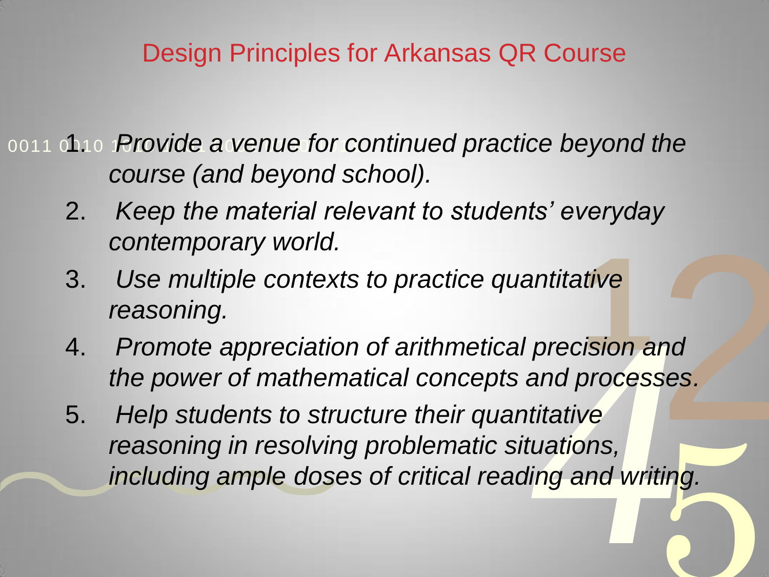# Design Principles for Arkansas QR Course

1. *Provide a venue for continued practice beyond the course (and beyond school).*
2. *Keep the material relevant to students' everyday contemporary world.*
3. *Use multiple contexts to practice quantitative reasoning.*
4. *Promote appreciation of arithmetical precision and the power of mathematical concepts and processes.*
5. *Help students to structure their quantitative reasoning in resolving problematic situations, including ample doses of critical reading and writing.*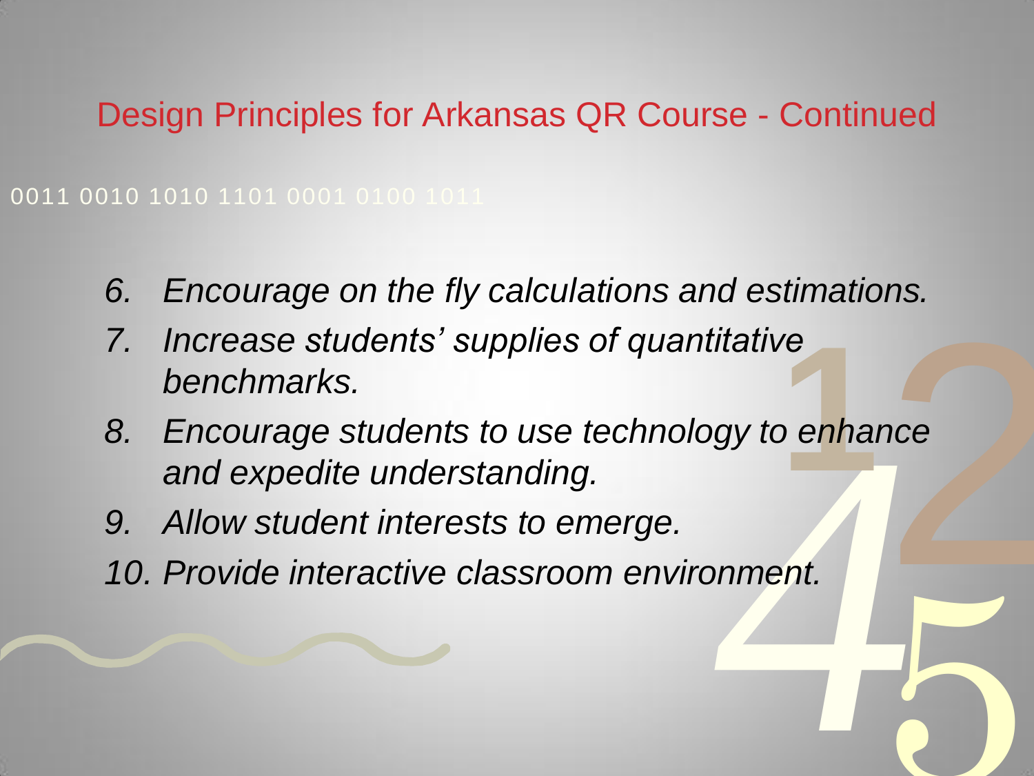## Design Principles for Arkansas QR Course - Continued

0011 0010 1010 1101 0001 0100 1011

6. *Encourage on the fly calculations and estimations.*
7. *Increase students' supplies of quantitative benchmarks.*
8. *Encourage students to use technology to enhance and expedite understanding.*
9. *Allow student interests to emerge.*
10. *Provide interactive classroom environment.*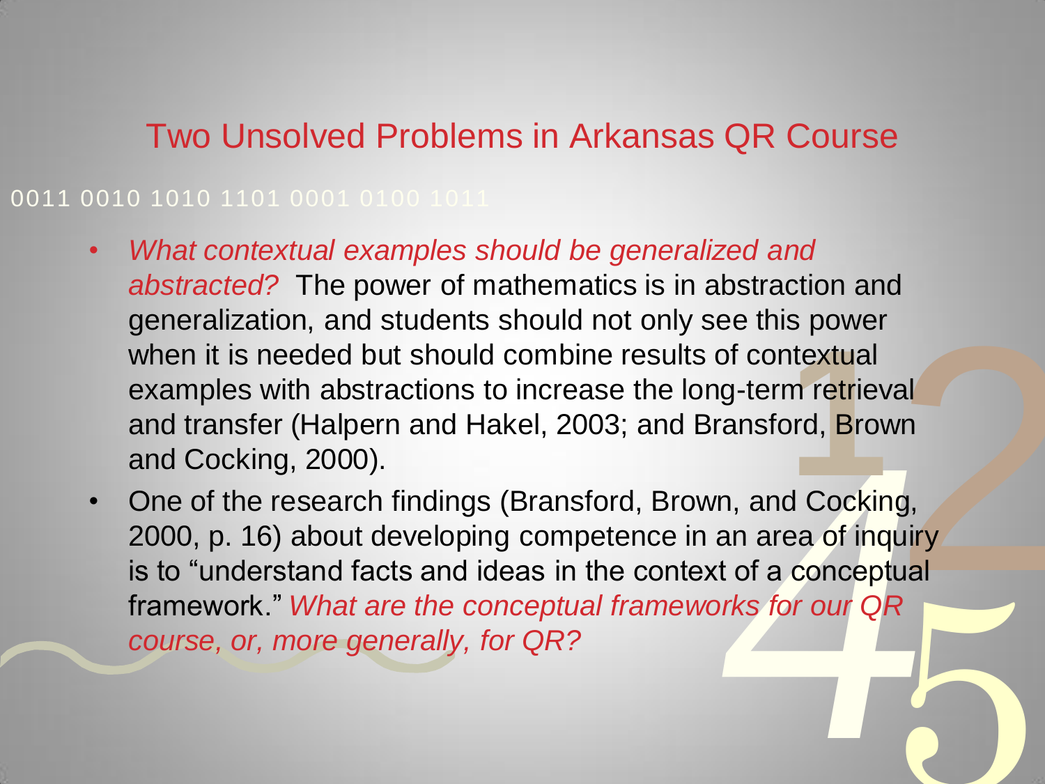## Two Unsolved Problems in Arkansas QR Course

0011 0010 1010 1101 0001 0100 1011

- *What contextual examples should be generalized and abstracted?* The power of mathematics is in abstraction and generalization, and students should not only see this power when it is needed but should combine results of contextual examples with abstractions to increase the long-term retrieval and transfer (Halpern and Hakel, 2003; and Bransford, Brown and Cocking, 2000).
- One of the research findings (Bransford, Brown, and Cocking, 2000, p. 16) about developing competence in an area of inquiry is to "understand facts and ideas in the context of a conceptual framework." *What are the conceptual frameworks for our QR course, or, more generally, for QR?*